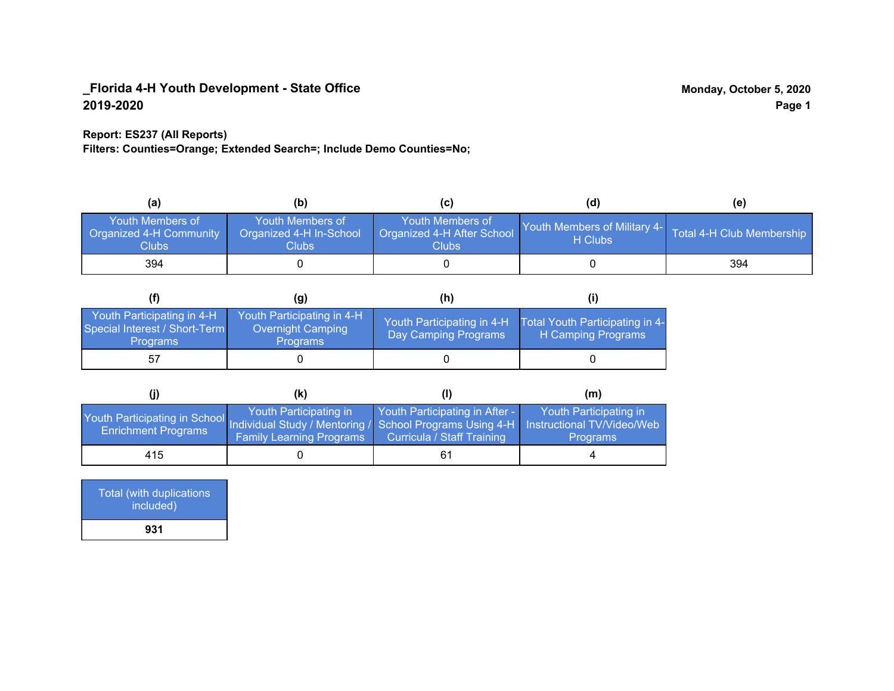**_Florida 4-H Youth Development - State Office**
**2019-2020**

**Monday, October 5, 2020**

**Report: ES237 (All Reports)**
**Filters: Counties=Orange; Extended Search=; Include Demo Counties=No;**

| (a) | (b) | (c) | (d) | (e) |
|---|---|---|---|---|
| Youth Members of Organized 4-H Community Clubs | Youth Members of Organized 4-H In-School Clubs | Youth Members of Organized 4-H After School Clubs | Youth Members of Military 4-H Clubs | Total 4-H Club Membership |
| 394 | 0 | 0 | 0 | 394 |

| (f) | (g) | (h) | (i) |
|---|---|---|---|
| Youth Participating in 4-H Special Interest / Short-Term Programs | Youth Participating in 4-H Overnight Camping Programs | Youth Participating in 4-H Day Camping Programs | Total Youth Participating in 4-H Camping Programs |
| 57 | 0 | 0 | 0 |

| (j) | (k) | (l) | (m) |
|---|---|---|---|
| Youth Participating in School Enrichment Programs | Youth Participating in Individual Study / Mentoring / Family Learning Programs | Youth Participating in After - School Programs Using 4-H Curricula / Staff Training | Youth Participating in Instructional TV/Video/Web Programs |
| 415 | 0 | 61 | 4 |

| Total (with duplications included) |
|---|
| **931** |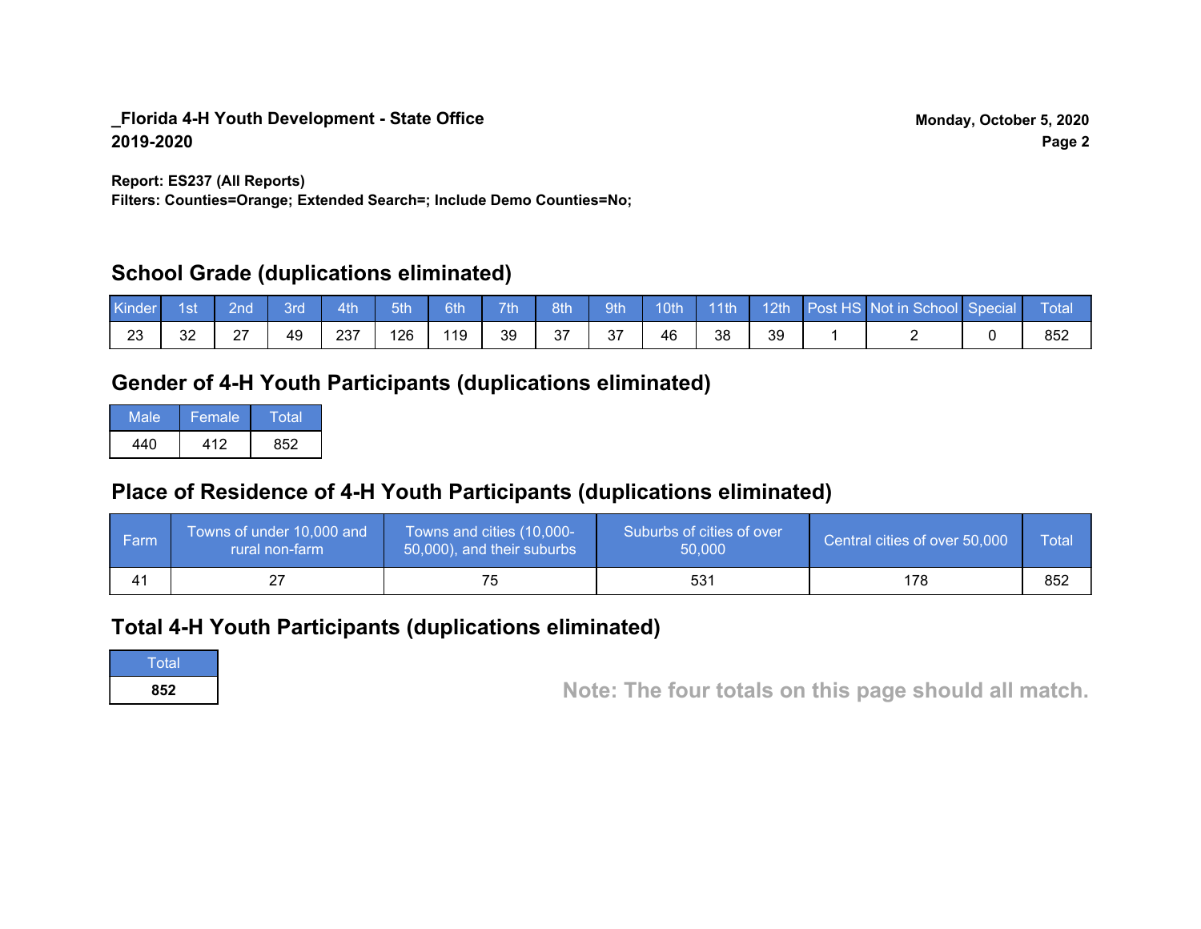**_Florida 4-H Youth Development - State Office**
**2019-2020**

**Monday, October 5, 2020**

**Report: ES237 (All Reports)**
**Filters: Counties=Orange; Extended Search=; Include Demo Counties=No;**

## School Grade (duplications eliminated)

| Kinder | 1st | 2nd | 3rd | 4th | 5th | 6th | 7th | 8th | 9th | 10th | 11th | 12th | Post HS | Not in School | Special | Total |
|---|---|---|---|---|---|---|---|---|---|---|---|---|---|---|---|---|
| 23 | 32 | 27 | 49 | 237 | 126 | 119 | 39 | 37 | 37 | 46 | 38 | 39 | 1 | 2 | 0 | 852 |

## Gender of 4-H Youth Participants (duplications eliminated)

| Male | Female | Total |
|---|---|---|
| 440 | 412 | 852 |

## Place of Residence of 4-H Youth Participants (duplications eliminated)

| Farm | Towns of under 10,000 and rural non-farm | Towns and cities (10,000-50,000), and their suburbs | Suburbs of cities of over 50,000 | Central cities of over 50,000 | Total |
|---|---|---|---|---|---|
| 41 | 27 | 75 | 531 | 178 | 852 |

## Total 4-H Youth Participants (duplications eliminated)

| Total |
|---|
| **852** |

**Note: The four totals on this page should all match.**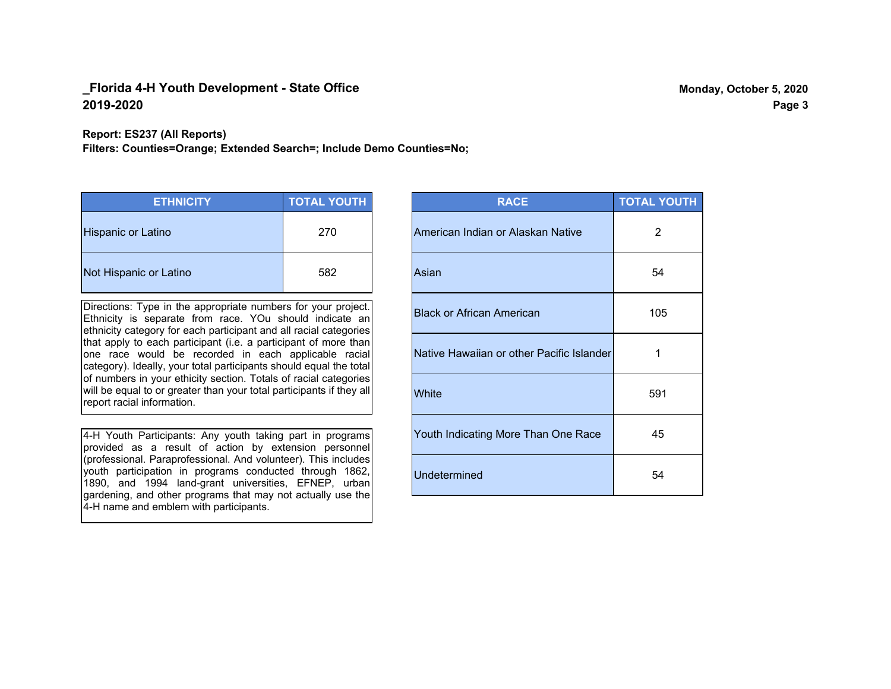## _Florida 4-H Youth Development - State Office
## 2019-2020

Monday, October 5, 2020

**Report: ES237 (All Reports)**
**Filters: Counties=Orange; Extended Search=; Include Demo Counties=No;**

| ETHNICITY | TOTAL YOUTH |
|---|---|
| Hispanic or Latino | 270 |
| Not Hispanic or Latino | 582 |

Directions: Type in the appropriate numbers for your project. Ethnicity is separate from race. YOu should indicate an ethnicity category for each participant and all racial categories that apply to each participant (i.e. a participant of more than one race would be recorded in each applicable racial category). Ideally, your total participants should equal the total of numbers in your ethicity section. Totals of racial categories will be equal to or greater than your total participants if they all report racial information.

4-H Youth Participants: Any youth taking part in programs provided as a result of action by extension personnel (professional. Paraprofessional. And volunteer). This includes youth participation in programs conducted through 1862, 1890, and 1994 land-grant universities, EFNEP, urban gardening, and other programs that may not actually use the 4-H name and emblem with participants.

| RACE | TOTAL YOUTH |
|---|---|
| American Indian or Alaskan Native | 2 |
| Asian | 54 |
| Black or African American | 105 |
| Native Hawaiian or other Pacific Islander | 1 |
| White | 591 |
| Youth Indicating More Than One Race | 45 |
| Undetermined | 54 |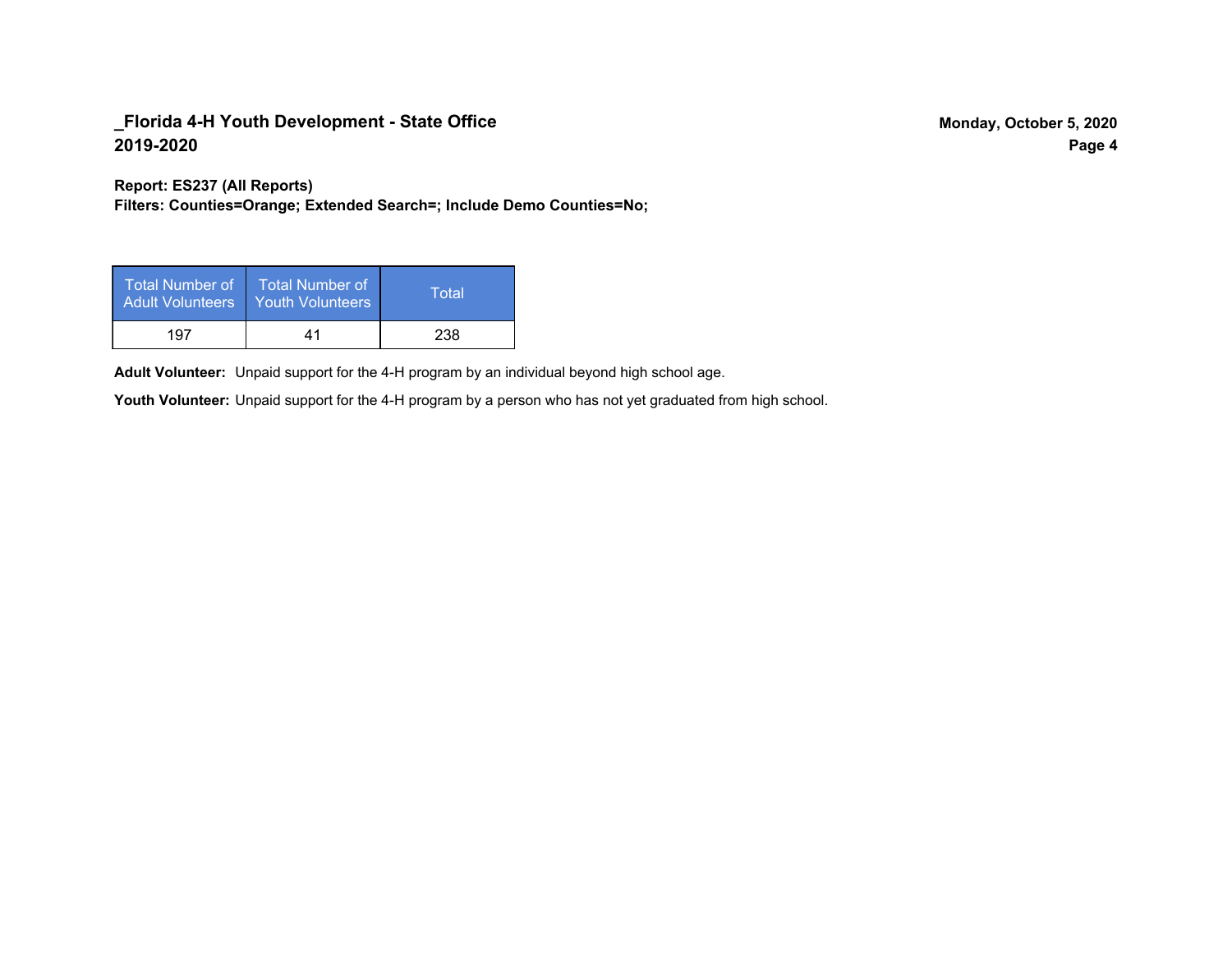**Report: ES237 (All Reports)**
**Filters: Counties=Orange; Extended Search=; Include Demo Counties=No;**

| Total Number of Adult Volunteers | Total Number of Youth Volunteers | Total |
| --- | --- | --- |
| 197 | 41 | 238 |

**Adult Volunteer:** Unpaid support for the 4-H program by an individual beyond high school age.

**Youth Volunteer:** Unpaid support for the 4-H program by a person who has not yet graduated from high school.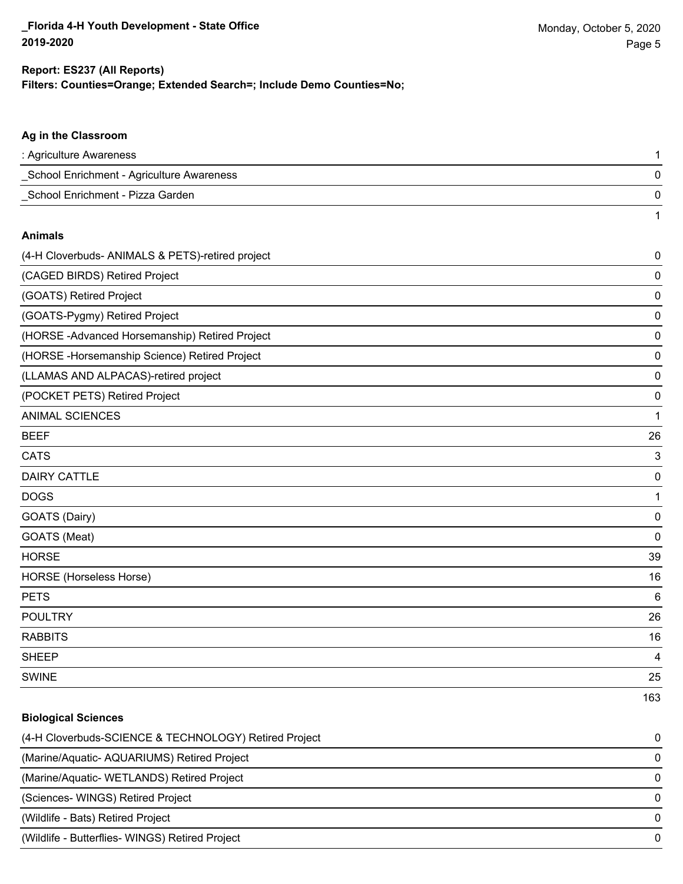**Report: ES237 (All Reports)**
**Filters: Counties=Orange; Extended Search=; Include Demo Counties=No;**

### Ag in the Classroom

| | |
|---|---|
| : Agriculture Awareness | 1 |
| _School Enrichment - Agriculture Awareness | 0 |
| _School Enrichment - Pizza Garden | 0 |
| | 1 |

### Animals

| | |
|---|---|
| (4-H Cloverbuds- ANIMALS & PETS)-retired project | 0 |
| (CAGED BIRDS) Retired Project | 0 |
| (GOATS) Retired Project | 0 |
| (GOATS-Pygmy) Retired Project | 0 |
| (HORSE -Advanced Horsemanship) Retired Project | 0 |
| (HORSE -Horsemanship Science) Retired Project | 0 |
| (LLAMAS AND ALPACAS)-retired project | 0 |
| (POCKET PETS) Retired Project | 0 |
| ANIMAL SCIENCES | 1 |
| BEEF | 26 |
| CATS | 3 |
| DAIRY CATTLE | 0 |
| DOGS | 1 |
| GOATS (Dairy) | 0 |
| GOATS (Meat) | 0 |
| HORSE | 39 |
| HORSE (Horseless Horse) | 16 |
| PETS | 6 |
| POULTRY | 26 |
| RABBITS | 16 |
| SHEEP | 4 |
| SWINE | 25 |
| | 163 |

### Biological Sciences

| | |
|---|---|
| (4-H Cloverbuds-SCIENCE & TECHNOLOGY) Retired Project | 0 |
| (Marine/Aquatic- AQUARIUMS) Retired Project | 0 |
| (Marine/Aquatic- WETLANDS) Retired Project | 0 |
| (Sciences- WINGS) Retired Project | 0 |
| (Wildlife - Bats) Retired Project | 0 |
| (Wildlife - Butterflies- WINGS) Retired Project | 0 |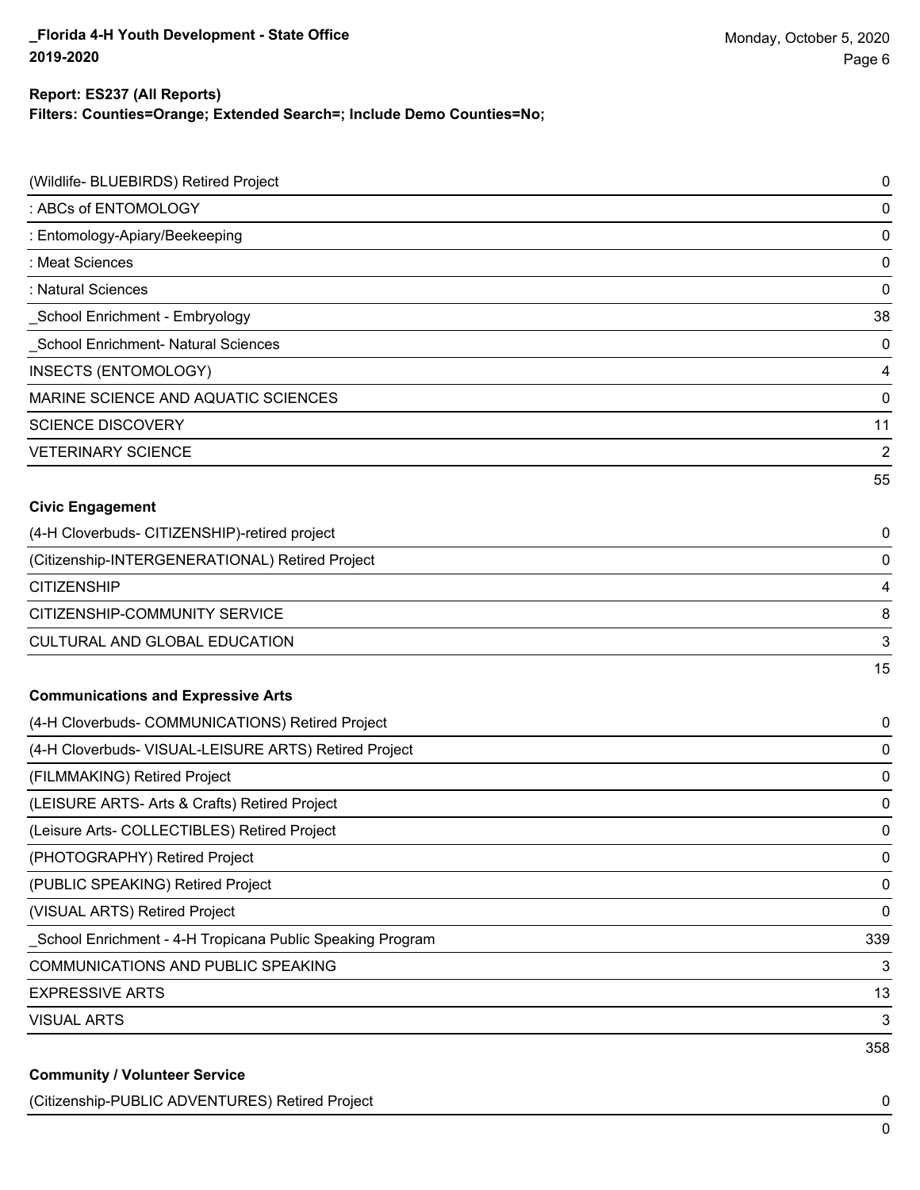**Report: ES237 (All Reports)**
**Filters: Counties=Orange; Extended Search=; Include Demo Counties=No;**

| | |
|---|---|
| (Wildlife- BLUEBIRDS) Retired Project | 0 |
| : ABCs of ENTOMOLOGY | 0 |
| : Entomology-Apiary/Beekeeping | 0 |
| : Meat Sciences | 0 |
| : Natural Sciences | 0 |
| _School Enrichment - Embryology | 38 |
| _School Enrichment- Natural Sciences | 0 |
| INSECTS (ENTOMOLOGY) | 4 |
| MARINE SCIENCE AND AQUATIC SCIENCES | 0 |
| SCIENCE DISCOVERY | 11 |
| VETERINARY SCIENCE | 2 |
| | 55 |

**Civic Engagement**

| | |
|---|---|
| (4-H Cloverbuds- CITIZENSHIP)-retired project | 0 |
| (Citizenship-INTERGENERATIONAL) Retired Project | 0 |
| CITIZENSHIP | 4 |
| CITIZENSHIP-COMMUNITY SERVICE | 8 |
| CULTURAL AND GLOBAL EDUCATION | 3 |
| | 15 |

**Communications and Expressive Arts**

| | |
|---|---|
| (4-H Cloverbuds- COMMUNICATIONS) Retired Project | 0 |
| (4-H Cloverbuds- VISUAL-LEISURE ARTS) Retired Project | 0 |
| (FILMMAKING) Retired Project | 0 |
| (LEISURE ARTS- Arts & Crafts) Retired Project | 0 |
| (Leisure Arts- COLLECTIBLES) Retired Project | 0 |
| (PHOTOGRAPHY) Retired Project | 0 |
| (PUBLIC SPEAKING) Retired Project | 0 |
| (VISUAL ARTS) Retired Project | 0 |
| _School Enrichment - 4-H Tropicana Public Speaking Program | 339 |
| COMMUNICATIONS AND PUBLIC SPEAKING | 3 |
| EXPRESSIVE ARTS | 13 |
| VISUAL ARTS | 3 |
| | 358 |

**Community / Volunteer Service**

| | |
|---|---|
| (Citizenship-PUBLIC ADVENTURES) Retired Project | 0 |
| | 0 |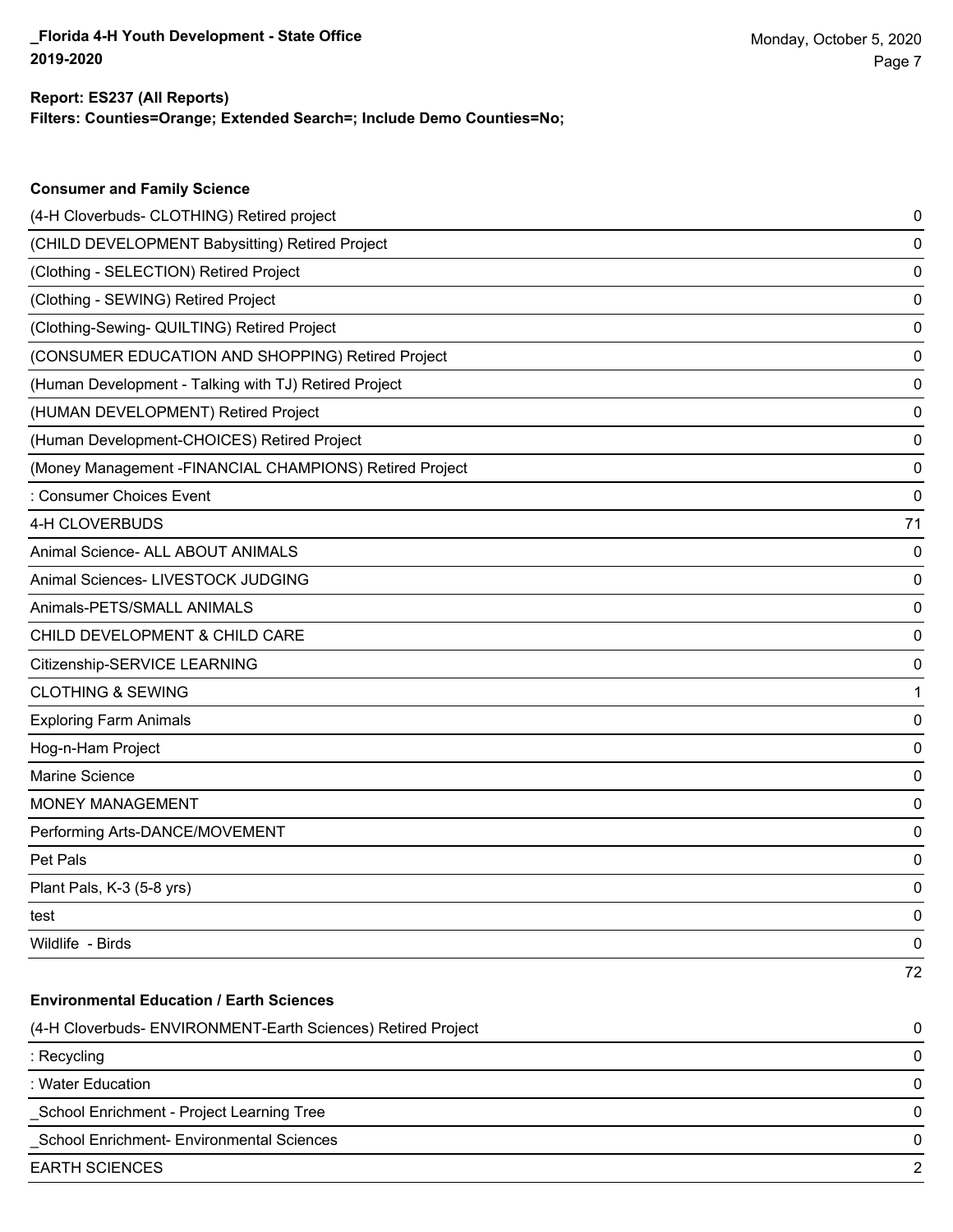**Report: ES237 (All Reports)**
**Filters: Counties=Orange; Extended Search=; Include Demo Counties=No;**

### Consumer and Family Science

| Project | Count |
|---|---|
| (4-H Cloverbuds- CLOTHING) Retired project | 0 |
| (CHILD DEVELOPMENT Babysitting) Retired Project | 0 |
| (Clothing - SELECTION) Retired Project | 0 |
| (Clothing - SEWING) Retired Project | 0 |
| (Clothing-Sewing- QUILTING) Retired Project | 0 |
| (CONSUMER EDUCATION AND SHOPPING) Retired Project | 0 |
| (Human Development - Talking with TJ) Retired Project | 0 |
| (HUMAN DEVELOPMENT) Retired Project | 0 |
| (Human Development-CHOICES) Retired Project | 0 |
| (Money Management -FINANCIAL CHAMPIONS) Retired Project | 0 |
| : Consumer Choices Event | 0 |
| 4-H CLOVERBUDS | 71 |
| Animal Science- ALL ABOUT ANIMALS | 0 |
| Animal Sciences- LIVESTOCK JUDGING | 0 |
| Animals-PETS/SMALL ANIMALS | 0 |
| CHILD DEVELOPMENT & CHILD CARE | 0 |
| Citizenship-SERVICE LEARNING | 0 |
| CLOTHING & SEWING | 1 |
| Exploring Farm Animals | 0 |
| Hog-n-Ham Project | 0 |
| Marine Science | 0 |
| MONEY MANAGEMENT | 0 |
| Performing Arts-DANCE/MOVEMENT | 0 |
| Pet Pals | 0 |
| Plant Pals, K-3 (5-8 yrs) | 0 |
| test | 0 |
| Wildlife - Birds | 0 |
| | 72 |

### Environmental Education / Earth Sciences

| Project | Count |
|---|---|
| (4-H Cloverbuds- ENVIRONMENT-Earth Sciences) Retired Project | 0 |
| : Recycling | 0 |
| : Water Education | 0 |
| _School Enrichment - Project Learning Tree | 0 |
| _School Enrichment- Environmental Sciences | 0 |
| EARTH SCIENCES | 2 |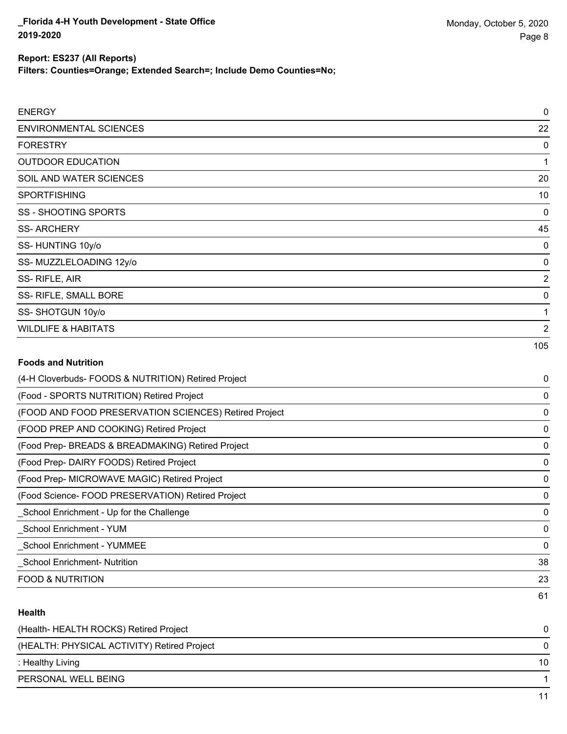| | |
|---|---|
| ENERGY | 0 |
| ENVIRONMENTAL SCIENCES | 22 |
| FORESTRY | 0 |
| OUTDOOR EDUCATION | 1 |
| SOIL AND WATER SCIENCES | 20 |
| SPORTFISHING | 10 |
| SS - SHOOTING SPORTS | 0 |
| SS- ARCHERY | 45 |
| SS- HUNTING 10y/o | 0 |
| SS- MUZZLELOADING 12y/o | 0 |
| SS- RIFLE, AIR | 2 |
| SS- RIFLE, SMALL BORE | 0 |
| SS- SHOTGUN 10y/o | 1 |
| WILDLIFE & HABITATS | 2 |
| | 105 |

**Foods and Nutrition**

| | |
|---|---|
| (4-H Cloverbuds- FOODS & NUTRITION) Retired Project | 0 |
| (Food - SPORTS NUTRITION) Retired Project | 0 |
| (FOOD AND FOOD PRESERVATION SCIENCES) Retired Project | 0 |
| (FOOD PREP AND COOKING) Retired Project | 0 |
| (Food Prep- BREADS & BREADMAKING) Retired Project | 0 |
| (Food Prep- DAIRY FOODS) Retired Project | 0 |
| (Food Prep- MICROWAVE MAGIC) Retired Project | 0 |
| (Food Science- FOOD PRESERVATION) Retired Project | 0 |
| _School Enrichment - Up for the Challenge | 0 |
| _School Enrichment - YUM | 0 |
| _School Enrichment - YUMMEE | 0 |
| _School Enrichment- Nutrition | 38 |
| FOOD & NUTRITION | 23 |
| | 61 |

**Health**

| | |
|---|---|
| (Health- HEALTH ROCKS) Retired Project | 0 |
| (HEALTH: PHYSICAL ACTIVITY) Retired Project | 0 |
| : Healthy Living | 10 |
| PERSONAL WELL BEING | 1 |
| | 11 |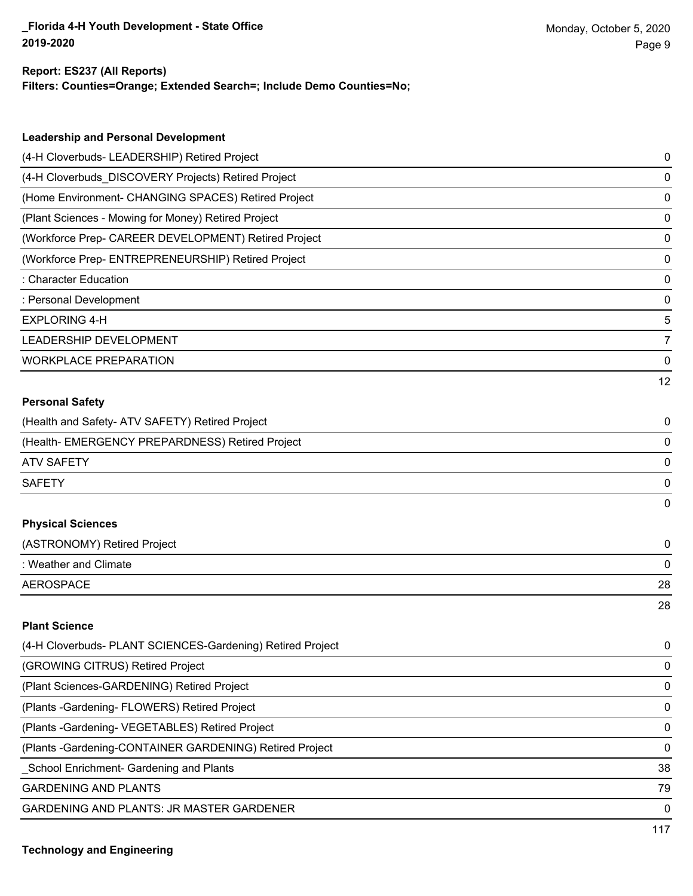**Report: ES237 (All Reports)**
**Filters: Counties=Orange; Extended Search=; Include Demo Counties=No;**

### Leadership and Personal Development

| | |
|---|---|
| (4-H Cloverbuds- LEADERSHIP) Retired Project | 0 |
| (4-H Cloverbuds_DISCOVERY Projects) Retired Project | 0 |
| (Home Environment- CHANGING SPACES) Retired Project | 0 |
| (Plant Sciences - Mowing for Money) Retired Project | 0 |
| (Workforce Prep- CAREER DEVELOPMENT) Retired Project | 0 |
| (Workforce Prep- ENTREPRENEURSHIP) Retired Project | 0 |
| : Character Education | 0 |
| : Personal Development | 0 |
| EXPLORING 4-H | 5 |
| LEADERSHIP DEVELOPMENT | 7 |
| WORKPLACE PREPARATION | 0 |
| | 12 |

### Personal Safety

| | |
|---|---|
| (Health and Safety- ATV SAFETY) Retired Project | 0 |
| (Health- EMERGENCY PREPARDNESS) Retired Project | 0 |
| ATV SAFETY | 0 |
| SAFETY | 0 |
| | 0 |

### Physical Sciences

| | |
|---|---|
| (ASTRONOMY) Retired Project | 0 |
| : Weather and Climate | 0 |
| AEROSPACE | 28 |
| | 28 |

### Plant Science

| | |
|---|---|
| (4-H Cloverbuds- PLANT SCIENCES-Gardening) Retired Project | 0 |
| (GROWING CITRUS) Retired Project | 0 |
| (Plant Sciences-GARDENING) Retired Project | 0 |
| (Plants -Gardening- FLOWERS) Retired Project | 0 |
| (Plants -Gardening- VEGETABLES) Retired Project | 0 |
| (Plants -Gardening-CONTAINER GARDENING) Retired Project | 0 |
| _School Enrichment- Gardening and Plants | 38 |
| GARDENING AND PLANTS | 79 |
| GARDENING AND PLANTS: JR MASTER GARDENER | 0 |
| | 117 |

### Technology and Engineering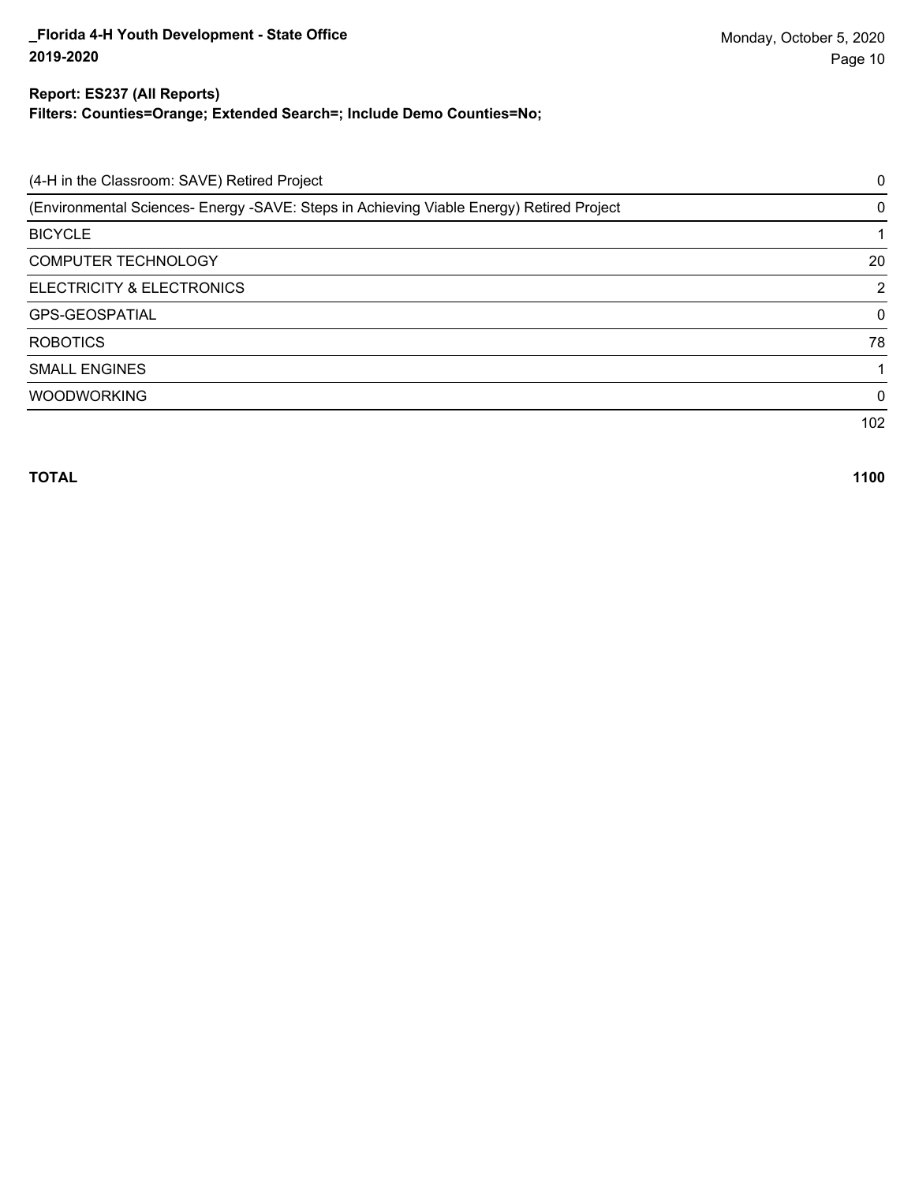**Report: ES237 (All Reports)**
**Filters: Counties=Orange; Extended Search=; Include Demo Counties=No;**

| | |
|---|---|
| (4-H in the Classroom: SAVE) Retired Project | 0 |
| (Environmental Sciences- Energy -SAVE: Steps in Achieving Viable Energy) Retired Project | 0 |
| BICYCLE | 1 |
| COMPUTER TECHNOLOGY | 20 |
| ELECTRICITY & ELECTRONICS | 2 |
| GPS-GEOSPATIAL | 0 |
| ROBOTICS | 78 |
| SMALL ENGINES | 1 |
| WOODWORKING | 0 |
| | 102 |

| | |
|---|---|
| **TOTAL** | **1100** |